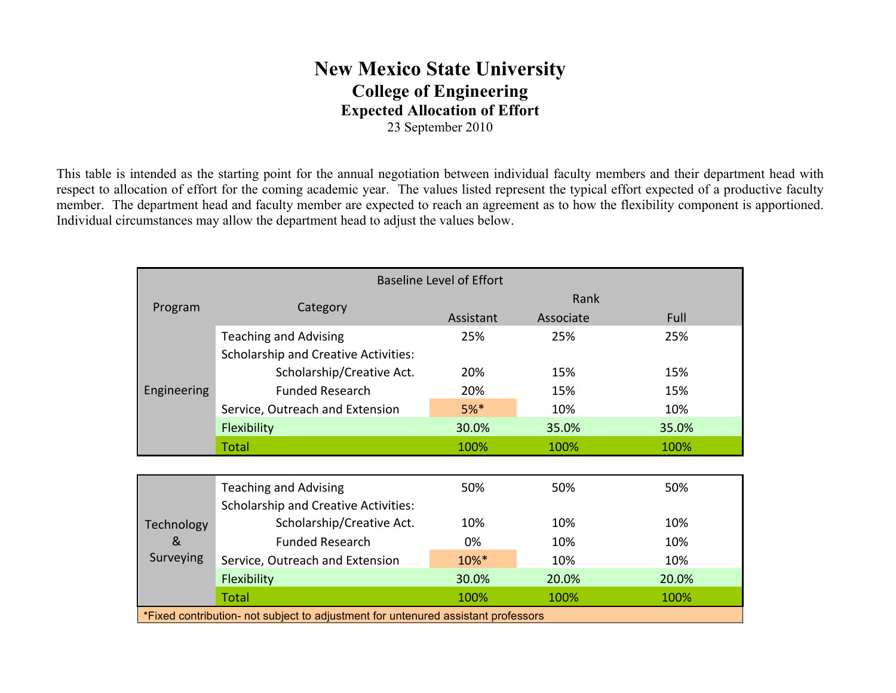# New Mexico State University

## College of Engineering

### Expected Allocation of Effort

23 September 2010

This table is intended as the starting point for the annual negotiation between individual faculty members and their department head with respect to allocation of effort for the coming academic year. The values listed represent the typical effort expected of a productive faculty member. The department head and faculty member are expected to reach an agreement as to how the flexibility component is apportioned. Individual circumstances may allow the department head to adjust the values below.

| Baseline Level of Effort | | | | |
|---|---|---|---|---|
| Program | Category | Rank | | |
| | | Assistant | Associate | Full |
| Engineering | Teaching and Advising | 25% | 25% | 25% |
| | Scholarship and Creative Activities: | | | |
| | Scholarship/Creative Act. | 20% | 15% | 15% |
| | Funded Research | 20% | 15% | 15% |
| | Service, Outreach and Extension | 5%* | 10% | 10% |
| | Flexibility | 30.0% | 35.0% | 35.0% |
| | Total | 100% | 100% | 100% |
| Technology & Surveying | Teaching and Advising | 50% | 50% | 50% |
| | Scholarship and Creative Activities: | | | |
| | Scholarship/Creative Act. | 10% | 10% | 10% |
| | Funded Research | 0% | 10% | 10% |
| | Service, Outreach and Extension | 10%* | 10% | 10% |
| | Flexibility | 30.0% | 20.0% | 20.0% |
| | Total | 100% | 100% | 100% |

*Fixed contribution- not subject to adjustment for untenured assistant professors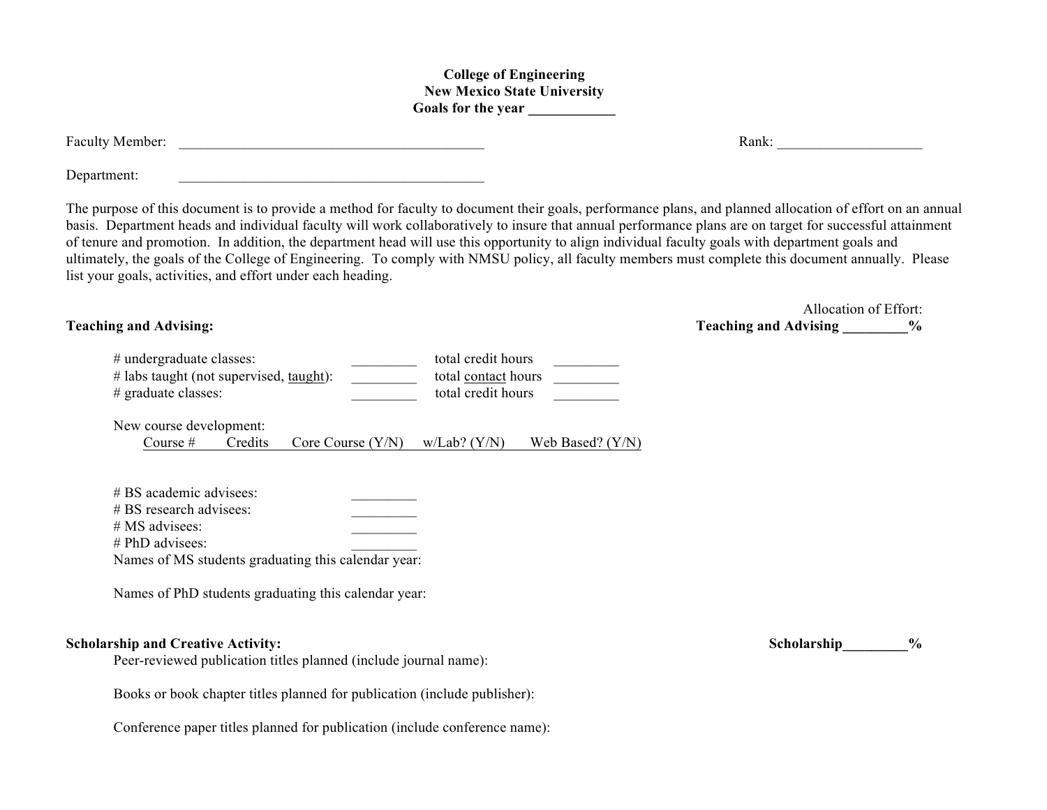**College of Engineering**
**New Mexico State University**
**Goals for the year ____________**

Faculty Member: ___________________________________________ Rank: ____________________

Department: ___________________________________________

The purpose of this document is to provide a method for faculty to document their goals, performance plans, and planned allocation of effort on an annual basis. Department heads and individual faculty will work collaboratively to insure that annual performance plans are on target for successful attainment of tenure and promotion. In addition, the department head will use this opportunity to align individual faculty goals with department goals and ultimately, the goals of the College of Engineering. To comply with NMSU policy, all faculty members must complete this document annually. Please list your goals, activities, and effort under each heading.

Allocation of Effort:

**Teaching and Advising:** **Teaching and Advising _________%**

# undergraduate classes: _________ total credit hours _________
# labs taught (not supervised, taught): _________ total contact hours _________
# graduate classes: _________ total credit hours _________

New course development:

| Course # | Credits | Core Course (Y/N) | w/Lab? (Y/N) | Web Based? (Y/N) |
|---|---|---|---|---|

# BS academic advisees: _________
# BS research advisees: _________
# MS advisees: _________
# PhD advisees: _________

Names of MS students graduating this calendar year:

Names of PhD students graduating this calendar year:

**Scholarship and Creative Activity:** **Scholarship_________%**

Peer-reviewed publication titles planned (include journal name):

Books or book chapter titles planned for publication (include publisher):

Conference paper titles planned for publication (include conference name):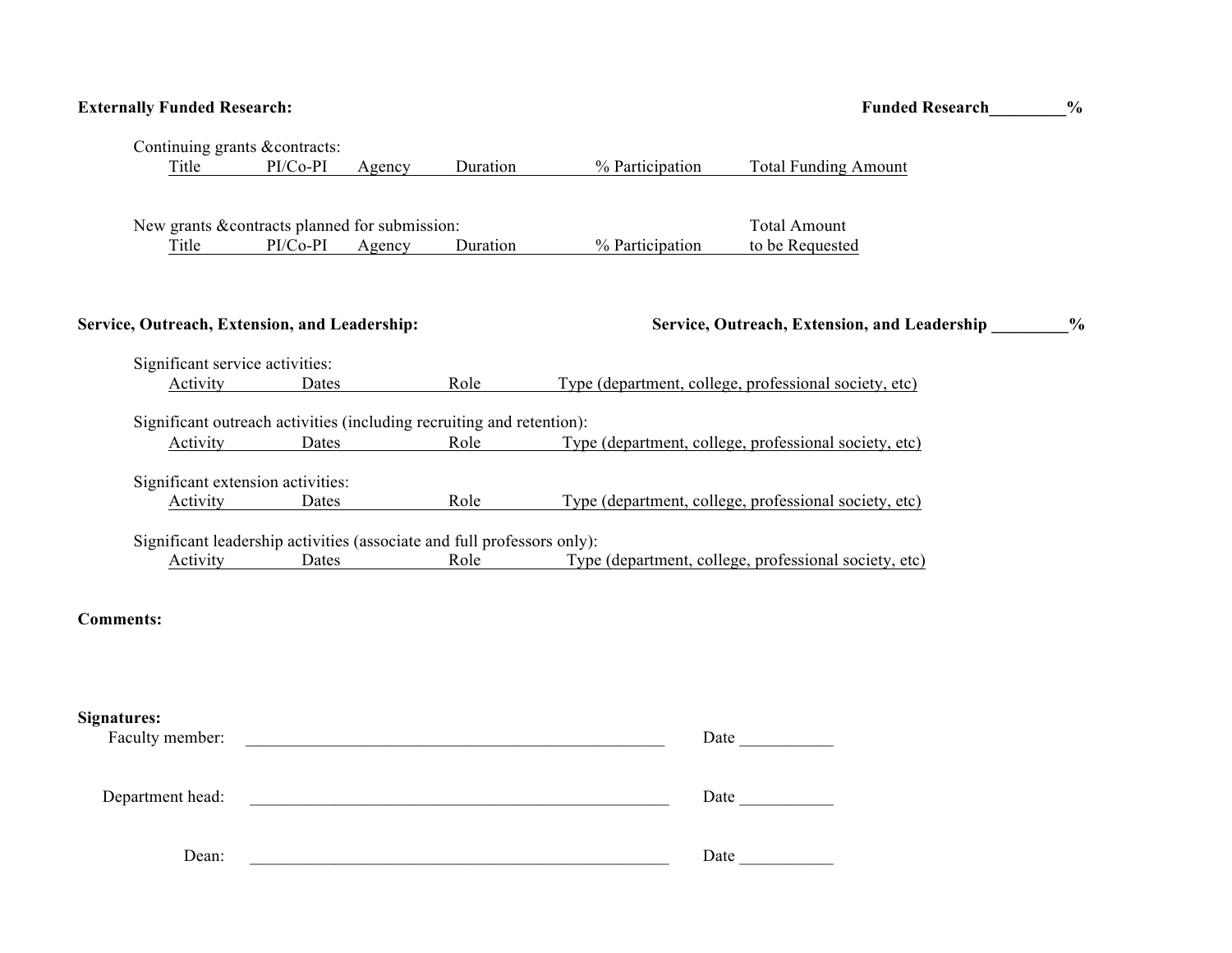**Externally Funded Research:** **Funded Research\_\_\_\_\_\_\_\_\_%**

Continuing grants &contracts:

| Title | PI/Co-PI | Agency | Duration | % Participation | Total Funding Amount |
|---|---|---|---|---|---|

New grants &contracts planned for submission:

| Title | PI/Co-PI | Agency | Duration | % Participation | Total Amount to be Requested |
|---|---|---|---|---|---|

**Service, Outreach, Extension, and Leadership:** **Service, Outreach, Extension, and Leadership \_\_\_\_\_\_\_\_\_%**

Significant service activities:

| Activity | Dates | Role | Type (department, college, professional society, etc) |
|---|---|---|---|

Significant outreach activities (including recruiting and retention):

| Activity | Dates | Role | Type (department, college, professional society, etc) |
|---|---|---|---|

Significant extension activities:

| Activity | Dates | Role | Type (department, college, professional society, etc) |
|---|---|---|---|

Significant leadership activities (associate and full professors only):

| Activity | Dates | Role | Type (department, college, professional society, etc) |
|---|---|---|---|

**Comments:**

**Signatures:**

Faculty member: \_\_\_\_\_\_\_\_\_\_\_\_\_\_\_\_\_\_\_\_\_\_\_\_\_\_\_\_\_\_\_\_\_\_\_\_\_\_\_\_\_\_\_\_\_\_\_\_\_\_\_ Date \_\_\_\_\_\_\_\_\_\_\_

Department head: \_\_\_\_\_\_\_\_\_\_\_\_\_\_\_\_\_\_\_\_\_\_\_\_\_\_\_\_\_\_\_\_\_\_\_\_\_\_\_\_\_\_\_\_\_\_\_\_\_\_\_ Date \_\_\_\_\_\_\_\_\_\_\_

Dean: \_\_\_\_\_\_\_\_\_\_\_\_\_\_\_\_\_\_\_\_\_\_\_\_\_\_\_\_\_\_\_\_\_\_\_\_\_\_\_\_\_\_\_\_\_\_\_\_\_\_\_ Date \_\_\_\_\_\_\_\_\_\_\_